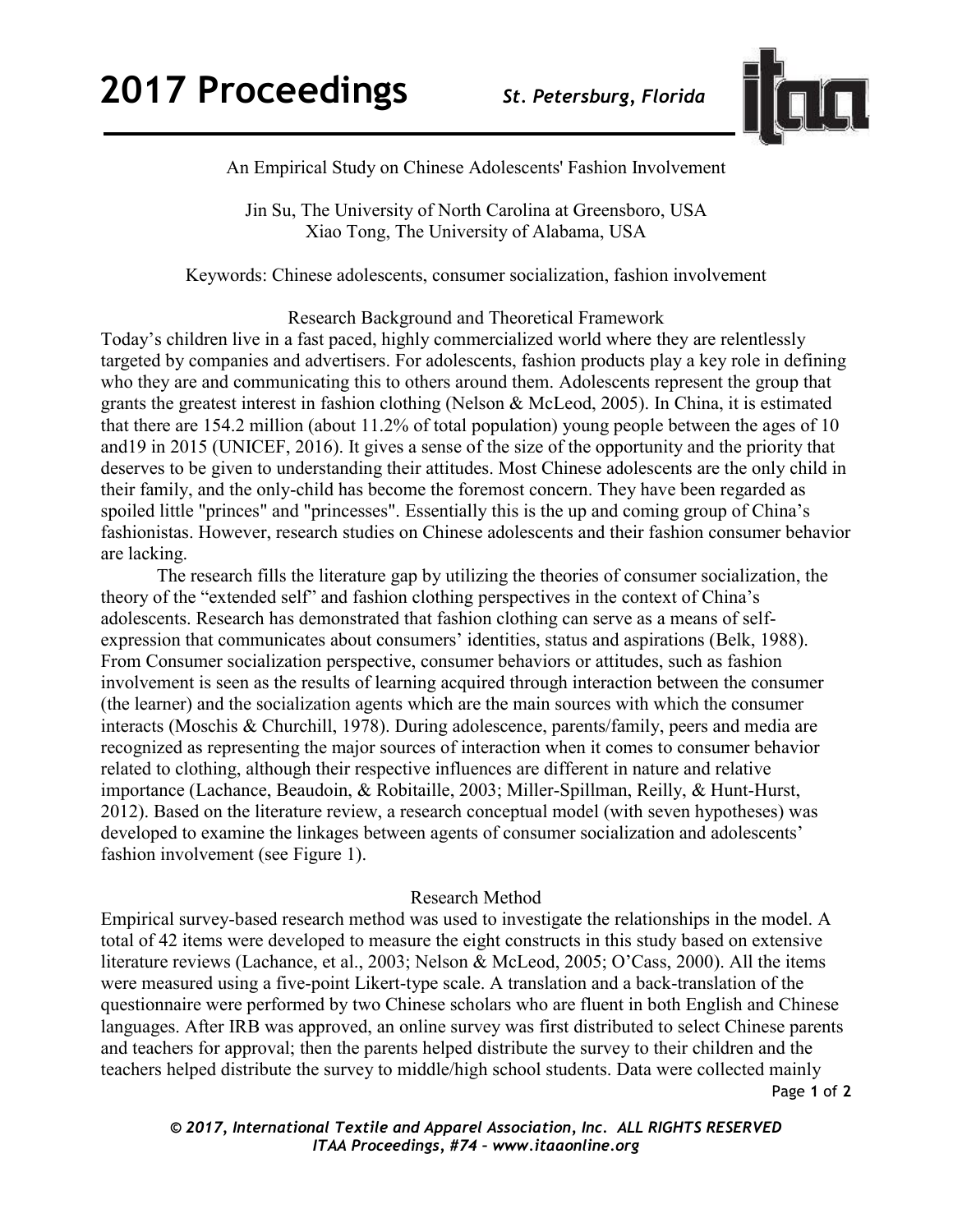# An Empirical Study on Chinese Adolescents' Fashion Involvement

Jin Su, The University of North Carolina at Greensboro, USA
Xiao Tong, The University of Alabama, USA

Keywords: Chinese adolescents, consumer socialization, fashion involvement

## Research Background and Theoretical Framework

Today's children live in a fast paced, highly commercialized world where they are relentlessly targeted by companies and advertisers. For adolescents, fashion products play a key role in defining who they are and communicating this to others around them. Adolescents represent the group that grants the greatest interest in fashion clothing (Nelson & McLeod, 2005). In China, it is estimated that there are 154.2 million (about 11.2% of total population) young people between the ages of 10 and19 in 2015 (UNICEF, 2016). It gives a sense of the size of the opportunity and the priority that deserves to be given to understanding their attitudes. Most Chinese adolescents are the only child in their family, and the only-child has become the foremost concern. They have been regarded as spoiled little "princes" and "princesses". Essentially this is the up and coming group of China's fashionistas. However, research studies on Chinese adolescents and their fashion consumer behavior are lacking.

The research fills the literature gap by utilizing the theories of consumer socialization, the theory of the "extended self" and fashion clothing perspectives in the context of China's adolescents. Research has demonstrated that fashion clothing can serve as a means of self-expression that communicates about consumers' identities, status and aspirations (Belk, 1988). From Consumer socialization perspective, consumer behaviors or attitudes, such as fashion involvement is seen as the results of learning acquired through interaction between the consumer (the learner) and the socialization agents which are the main sources with which the consumer interacts (Moschis & Churchill, 1978). During adolescence, parents/family, peers and media are recognized as representing the major sources of interaction when it comes to consumer behavior related to clothing, although their respective influences are different in nature and relative importance (Lachance, Beaudoin, & Robitaille, 2003; Miller-Spillman, Reilly, & Hunt-Hurst, 2012). Based on the literature review, a research conceptual model (with seven hypotheses) was developed to examine the linkages between agents of consumer socialization and adolescents' fashion involvement (see Figure 1).

## Research Method

Empirical survey-based research method was used to investigate the relationships in the model. A total of 42 items were developed to measure the eight constructs in this study based on extensive literature reviews (Lachance, et al., 2003; Nelson & McLeod, 2005; O'Cass, 2000). All the items were measured using a five-point Likert-type scale. A translation and a back-translation of the questionnaire were performed by two Chinese scholars who are fluent in both English and Chinese languages. After IRB was approved, an online survey was first distributed to select Chinese parents and teachers for approval; then the parents helped distribute the survey to their children and the teachers helped distribute the survey to middle/high school students. Data were collected mainly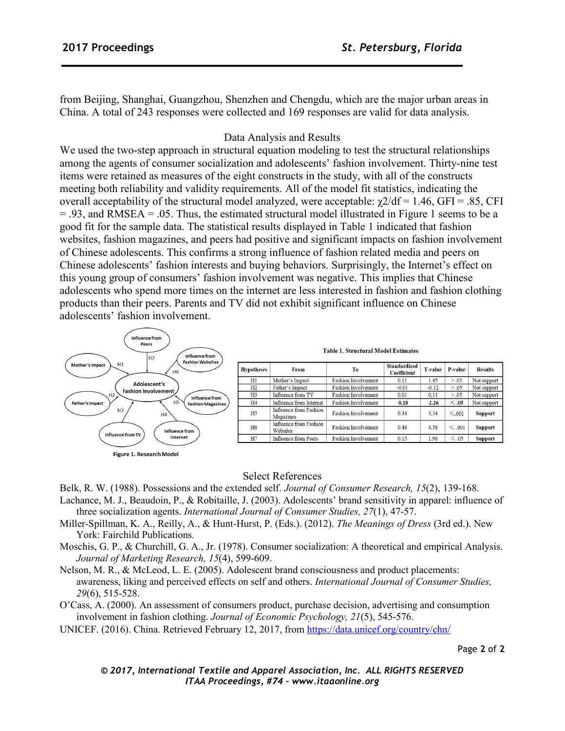from Beijing, Shanghai, Guangzhou, Shenzhen and Chengdu, which are the major urban areas in China. A total of 243 responses were collected and 169 responses are valid for data analysis.

## Data Analysis and Results

We used the two-step approach in structural equation modeling to test the structural relationships among the agents of consumer socialization and adolescents' fashion involvement. Thirty-nine test items were retained as measures of the eight constructs in the study, with all of the constructs meeting both reliability and validity requirements. All of the model fit statistics, indicating the overall acceptability of the structural model analyzed, were acceptable: $\chi 2/df = 1.46$, GFI = .85, CFI = .93, and RMSEA = .05. Thus, the estimated structural model illustrated in Figure 1 seems to be a good fit for the sample data. The statistical results displayed in Table 1 indicated that fashion websites, fashion magazines, and peers had positive and significant impacts on fashion involvement of Chinese adolescents. This confirms a strong influence of fashion related media and peers on Chinese adolescents' fashion interests and buying behaviors. Surprisingly, the Internet's effect on this young group of consumers' fashion involvement was negative. This implies that Chinese adolescents who spend more times on the internet are less interested in fashion and fashion clothing products than their peers. Parents and TV did not exhibit significant influence on Chinese adolescents' fashion involvement.

Influence from Peers
Influence from Fashion Websites
Mother's Impact
Adolescent's Fashion Involvement
Father's Impact
Influence from Fashion Magazines
Influence from TV
Influence from Internet
H1
H2
H3
H4
H5
H6
H7

Figure 1. Research Model

**Table 1. Structural Model Estimates**

| Hypotheses | From | To | Standardized Coefficient | T-value | P-value | Results |
|---|---|---|---|---|---|---|
| H1 | Mother's Impact | Fashion Involvement | 0.11 | 1.45 | > .05 | Not support |
| H2 | Father's Impact | Fashion Involvement | -0.01 | -0.12 | > .05 | Not support |
| H3 | Influence from TV | Fashion Involvement | 0.01 | 0.11 | > .05 | Not support |
| H4 | Influence from Internet | Fashion Involvement | **-0.18** | **-2.26** | **≤ .05** | Not support |
| H5 | Influence from Fashion Magazines | Fashion Involvement | 0.34 | 3.34 | ≤.001 | **Support** |
| H6 | Influence from Fashion Websites | Fashion Involvement | 0.46 | 4.58 | ≤ .001 | **Support** |
| H7 | Influence from Peers | Fashion Involvement | 0.15 | 1.96 | ≤ .05 | **Support** |

## Select References

Belk, R. W. (1988). Possessions and the extended self. *Journal of Consumer Research, 15*(2), 139-168.

Lachance, M. J., Beaudoin, P., & Robitaille, J. (2003). Adolescents' brand sensitivity in apparel: influence of three socialization agents. *International Journal of Consumer Studies, 27*(1), 47-57.

Miller-Spillman, K. A., Reilly, A., & Hunt-Hurst, P. (Eds.). (2012). *The Meanings of Dress* (3rd ed.). New York: Fairchild Publications.

Moschis, G. P., & Churchill, G. A., Jr. (1978). Consumer socialization: A theoretical and empirical Analysis. *Journal of Marketing Research, 15*(4), 599-609.

Nelson, M. R., & McLeod, L. E. (2005). Adolescent brand consciousness and product placements: awareness, liking and perceived effects on self and others. *International Journal of Consumer Studies, 29*(6), 515-528.

O'Cass, A. (2000). An assessment of consumers product, purchase decision, advertising and consumption involvement in fashion clothing. *Journal of Economic Psychology, 21*(5), 545-576.

UNICEF. (2016). China. Retrieved February 12, 2017, from https://data.unicef.org/country/chn/